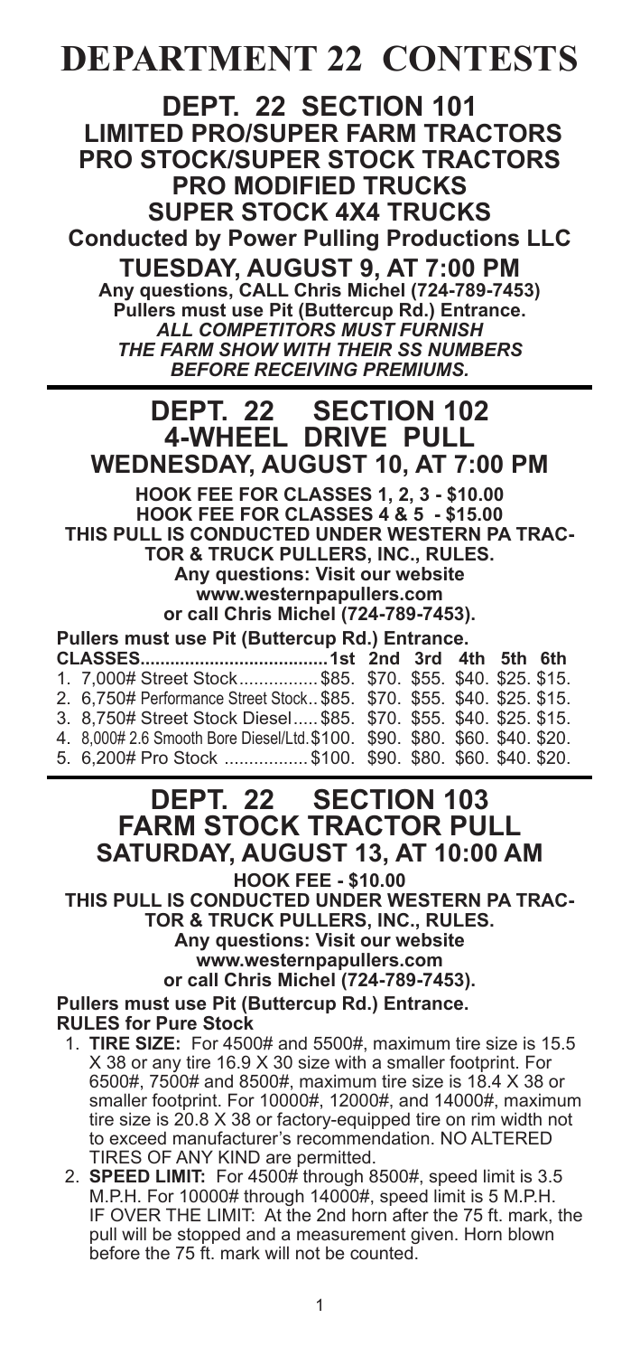# DEPARTMENT 22 CONTESTS

## DEPT. 22 SECTION 101
## LIMITED PRO/SUPER FARM TRACTORS
## PRO STOCK/SUPER STOCK TRACTORS
## PRO MODIFIED TRUCKS
## SUPER STOCK 4X4 TRUCKS

**Conducted by Power Pulling Productions LLC**

**TUESDAY, AUGUST 9, AT 7:00 PM**

**Any questions, CALL Chris Michel (724-789-7453)**
**Pullers must use Pit (Buttercup Rd.) Entrance.**
***ALL COMPETITORS MUST FURNISH THE FARM SHOW WITH THEIR SS NUMBERS BEFORE RECEIVING PREMIUMS.***

## DEPT. 22 SECTION 102
## 4-WHEEL DRIVE PULL

**WEDNESDAY, AUGUST 10, AT 7:00 PM**

**HOOK FEE FOR CLASSES 1, 2, 3 - $10.00**
**HOOK FEE FOR CLASSES 4 & 5 - $15.00**
**THIS PULL IS CONDUCTED UNDER WESTERN PA TRACTOR & TRUCK PULLERS, INC., RULES.**
**Any questions: Visit our website www.westernpapullers.com or call Chris Michel (724-789-7453).**

**Pullers must use Pit (Buttercup Rd.) Entrance.**

| CLASSES | 1st | 2nd | 3rd | 4th | 5th | 6th |
|---|---|---|---|---|---|---|
| 1. 7,000# Street Stock | $85. | $70. | $55. | $40. | $25. | $15. |
| 2. 6,750# Performance Street Stock | $85. | $70. | $55. | $40. | $25. | $15. |
| 3. 8,750# Street Stock Diesel | $85. | $70. | $55. | $40. | $25. | $15. |
| 4. 8,000# 2.6 Smooth Bore Diesel/Ltd. | $100. | $90. | $80. | $60. | $40. | $20. |
| 5. 6,200# Pro Stock | $100. | $90. | $80. | $60. | $40. | $20. |

## DEPT. 22 SECTION 103
## FARM STOCK TRACTOR PULL

**SATURDAY, AUGUST 13, AT 10:00 AM**

**HOOK FEE - $10.00**
**THIS PULL IS CONDUCTED UNDER WESTERN PA TRACTOR & TRUCK PULLERS, INC., RULES.**
**Any questions: Visit our website www.westernpapullers.com or call Chris Michel (724-789-7453).**

**Pullers must use Pit (Buttercup Rd.) Entrance.**

**RULES for Pure Stock**

1. **TIRE SIZE:** For 4500# and 5500#, maximum tire size is 15.5 X 38 or any tire 16.9 X 30 size with a smaller footprint. For 6500#, 7500# and 8500#, maximum tire size is 18.4 X 38 or smaller footprint. For 10000#, 12000#, and 14000#, maximum tire size is 20.8 X 38 or factory-equipped tire on rim width not to exceed manufacturer's recommendation. NO ALTERED TIRES OF ANY KIND are permitted.
2. **SPEED LIMIT:** For 4500# through 8500#, speed limit is 3.5 M.P.H. For 10000# through 14000#, speed limit is 5 M.P.H. IF OVER THE LIMIT: At the 2nd horn after the 75 ft. mark, the pull will be stopped and a measurement given. Horn blown before the 75 ft. mark will not be counted.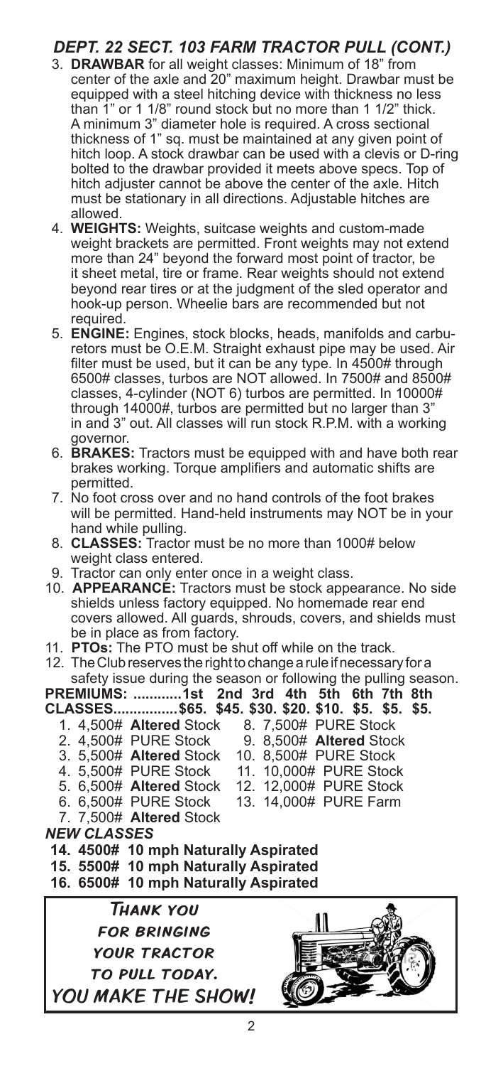## *DEPT. 22 SECT. 103 FARM TRACTOR PULL (CONT.)*

3. **DRAWBAR** for all weight classes: Minimum of 18" from center of the axle and 20" maximum height. Drawbar must be equipped with a steel hitching device with thickness no less than 1" or 1 1/8" round stock but no more than 1 1/2" thick. A minimum 3" diameter hole is required. A cross sectional thickness of 1" sq. must be maintained at any given point of hitch loop. A stock drawbar can be used with a clevis or D-ring bolted to the drawbar provided it meets above specs. Top of hitch adjuster cannot be above the center of the axle. Hitch must be stationary in all directions. Adjustable hitches are allowed.
4. **WEIGHTS:** Weights, suitcase weights and custom-made weight brackets are permitted. Front weights may not extend more than 24" beyond the forward most point of tractor, be it sheet metal, tire or frame. Rear weights should not extend beyond rear tires or at the judgment of the sled operator and hook-up person. Wheelie bars are recommended but not required.
5. **ENGINE:** Engines, stock blocks, heads, manifolds and carburetors must be O.E.M. Straight exhaust pipe may be used. Air filter must be used, but it can be any type. In 4500# through 6500# classes, turbos are NOT allowed. In 7500# and 8500# classes, 4-cylinder (NOT 6) turbos are permitted. In 10000# through 14000#, turbos are permitted but no larger than 3" in and 3" out. All classes will run stock R.P.M. with a working governor.
6. **BRAKES:** Tractors must be equipped with and have both rear brakes working. Torque amplifiers and automatic shifts are permitted.
7. No foot cross over and no hand controls of the foot brakes will be permitted. Hand-held instruments may NOT be in your hand while pulling.
8. **CLASSES:** Tractor must be no more than 1000# below weight class entered.
9. Tractor can only enter once in a weight class.
10. **APPEARANCE:** Tractors must be stock appearance. No side shields unless factory equipped. No homemade rear end covers allowed. All guards, shrouds, covers, and shields must be in place as from factory.
11. **PTOs:** The PTO must be shut off while on the track.
12. The Club reserves the right to change a rule if necessary for a safety issue during the season or following the pulling season.

**PREMIUMS: ............1st 2nd 3rd 4th 5th 6th 7th 8th**
**CLASSES................$65. $45. $30. $20. $10. $5. $5. $5.**

1. 4,500# **Altered** Stock
2. 4,500# PURE Stock
3. 5,500# **Altered** Stock
4. 5,500# PURE Stock
5. 6,500# **Altered** Stock
6. 6,500# PURE Stock
7. 7,500# **Altered** Stock
8. 7,500# PURE Stock
9. 8,500# **Altered** Stock
10. 8,500# PURE Stock
11. 10,000# PURE Stock
12. 12,000# PURE Stock
13. 14,000# PURE Farm

***NEW CLASSES***

14. **4500# 10 mph Naturally Aspirated**
15. **5500# 10 mph Naturally Aspirated**
16. **6500# 10 mph Naturally Aspirated**

*Thank you for bringing your tractor to pull today.*
***YOU MAKE THE SHOW!***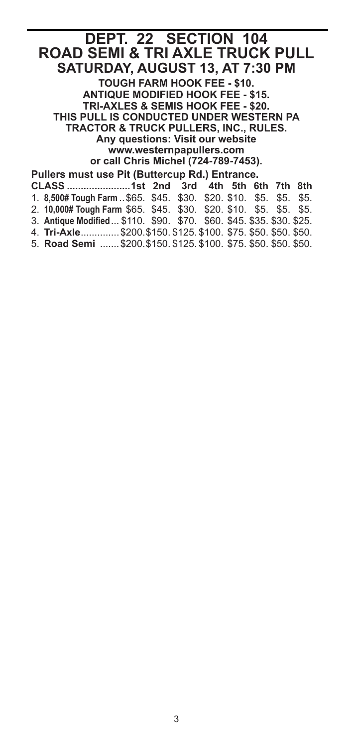# DEPT. 22 SECTION 104

# ROAD SEMI & TRI AXLE TRUCK PULL

## SATURDAY, AUGUST 13, AT 7:30 PM

**TOUGH FARM HOOK FEE - $10.**
**ANTIQUE MODIFIED HOOK FEE - $15.**
**TRI-AXLES & SEMIS HOOK FEE - $20.**
**THIS PULL IS CONDUCTED UNDER WESTERN PA TRACTOR & TRUCK PULLERS, INC., RULES.**
**Any questions: Visit our website www.westernpapullers.com or call Chris Michel (724-789-7453).**

**Pullers must use Pit (Buttercup Rd.) Entrance.**

| CLASS | 1st | 2nd | 3rd | 4th | 5th | 6th | 7th | 8th |
|---|---|---|---|---|---|---|---|---|
| 1. **8,500# Tough Farm** | $65. | $45. | $30. | $20. | $10. | $5. | $5. | $5. |
| 2. **10,000# Tough Farm** | $65. | $45. | $30. | $20. | $10. | $5. | $5. | $5. |
| 3. **Antique Modified** | $110. | $90. | $70. | $60. | $45. | $35. | $30. | $25. |
| 4. **Tri-Axle** | $200. | $150. | $125. | $100. | $75. | $50. | $50. | $50. |
| 5. **Road Semi** | $200. | $150. | $125. | $100. | $75. | $50. | $50. | $50. |